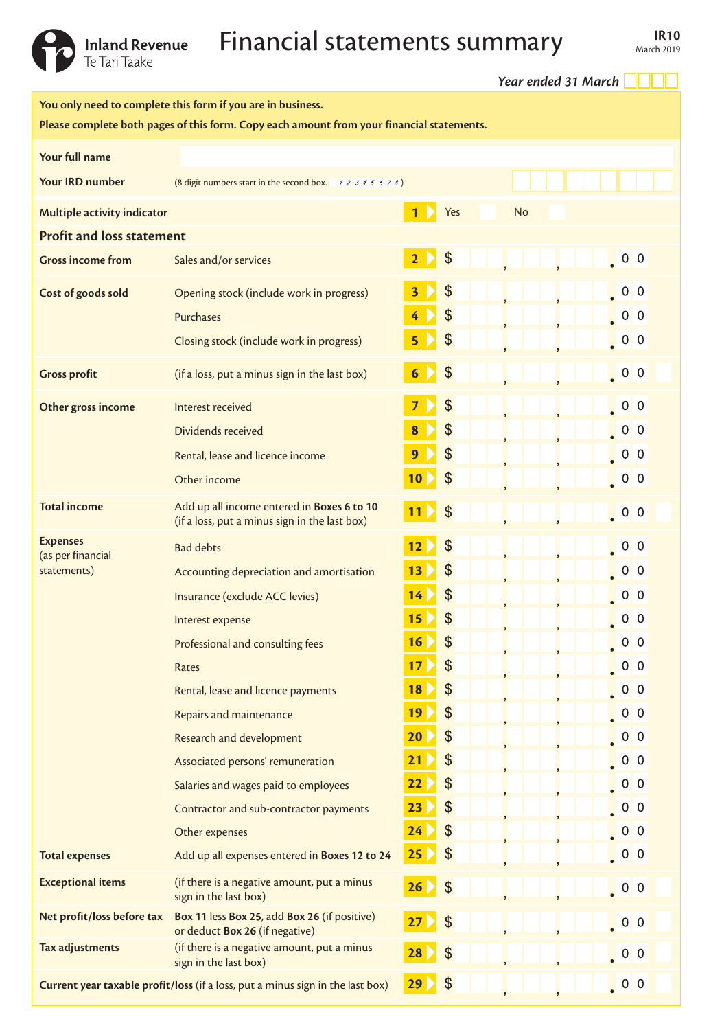# Financial statements summary

**IR10**
March 2019

*Year ended 31 March*

**You only need to complete this form if you are in business.**

**Please complete both pages of this form. Copy each amount from your financial statements.**

**Your full name**

**Your IRD number** (8 digit numbers start in the second box. *1 2 3 4 5 6 7 8*)

**Multiple activity indicator** — **1** Yes / No

## Profit and loss statement

| Section | Item | Box | Amount |
|---|---|---|---|
| **Gross income from** | Sales and/or services | **2** | $ .00 |
| **Cost of goods sold** | Opening stock (include work in progress) | **3** | $ .00 |
| | Purchases | **4** | $ .00 |
| | Closing stock (include work in progress) | **5** | $ .00 |
| **Gross profit** | (if a loss, put a minus sign in the last box) | **6** | $ .00 |
| **Other gross income** | Interest received | **7** | $ .00 |
| | Dividends received | **8** | $ .00 |
| | Rental, lease and licence income | **9** | $ .00 |
| | Other income | **10** | $ .00 |
| **Total income** | Add up all income entered in **Boxes 6 to 10** (if a loss, put a minus sign in the last box) | **11** | $ .00 |
| **Expenses** (as per financial statements) | Bad debts | **12** | $ .00 |
| | Accounting depreciation and amortisation | **13** | $ .00 |
| | Insurance (exclude ACC levies) | **14** | $ .00 |
| | Interest expense | **15** | $ .00 |
| | Professional and consulting fees | **16** | $ .00 |
| | Rates | **17** | $ .00 |
| | Rental, lease and licence payments | **18** | $ .00 |
| | Repairs and maintenance | **19** | $ .00 |
| | Research and development | **20** | $ .00 |
| | Associated persons' remuneration | **21** | $ .00 |
| | Salaries and wages paid to employees | **22** | $ .00 |
| | Contractor and sub-contractor payments | **23** | $ .00 |
| | Other expenses | **24** | $ .00 |
| **Total expenses** | Add up all expenses entered in **Boxes 12 to 24** | **25** | $ .00 |
| **Exceptional items** | (if there is a negative amount, put a minus sign in the last box) | **26** | $ .00 |
| **Net profit/loss before tax** | **Box 11** less **Box 25**, add **Box 26** (if positive) or deduct **Box 26** (if negative) | **27** | $ .00 |
| **Tax adjustments** | (if there is a negative amount, put a minus sign in the last box) | **28** | $ .00 |
| **Current year taxable profit/loss** | (if a loss, put a minus sign in the last box) | **29** | $ .00 |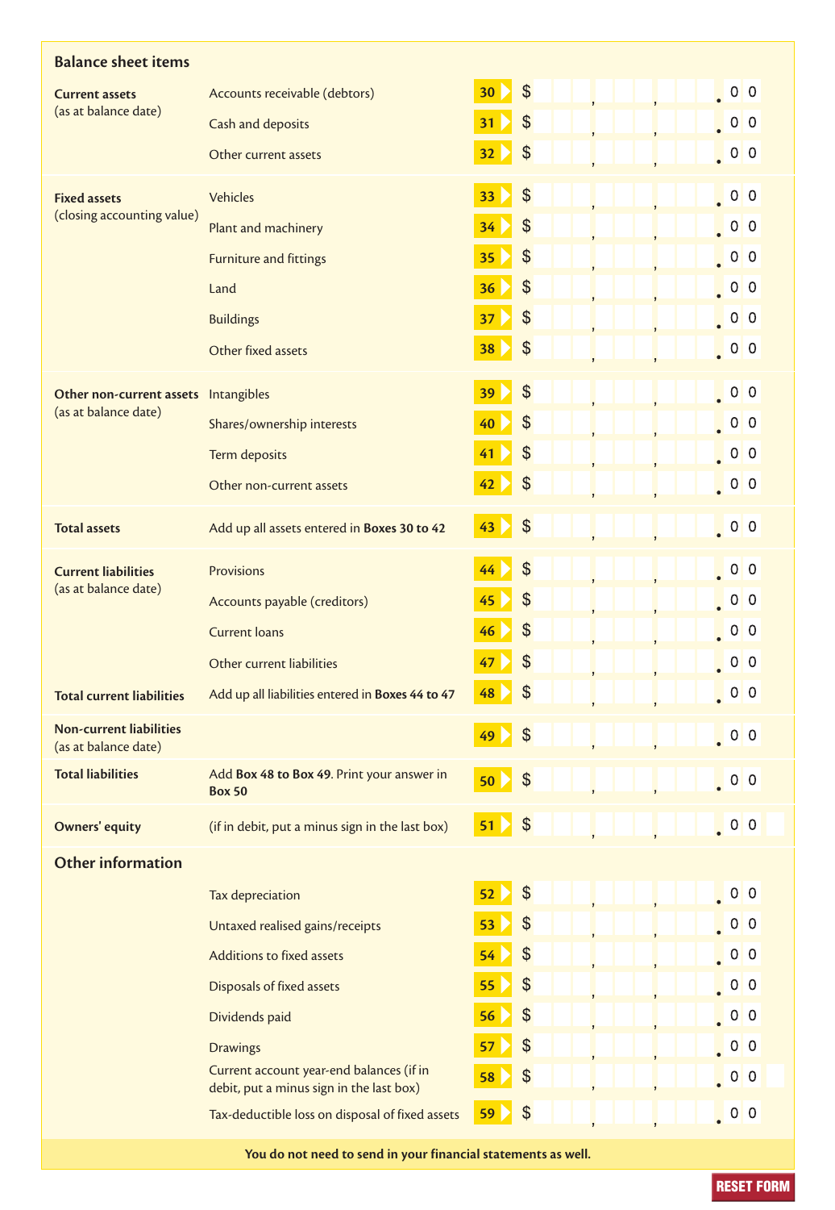## Balance sheet items

| | | | |
|---|---|---|---|
| **Current assets** (as at balance date) | Accounts receivable (debtors) | 30 | $ , , .00 |
| | Cash and deposits | 31 | $ , , .00 |
| | Other current assets | 32 | $ , , .00 |
| **Fixed assets** (closing accounting value) | Vehicles | 33 | $ , , .00 |
| | Plant and machinery | 34 | $ , , .00 |
| | Furniture and fittings | 35 | $ , , .00 |
| | Land | 36 | $ , , .00 |
| | Buildings | 37 | $ , , .00 |
| | Other fixed assets | 38 | $ , , .00 |
| **Other non-current assets** (as at balance date) | Intangibles | 39 | $ , , .00 |
| | Shares/ownership interests | 40 | $ , , .00 |
| | Term deposits | 41 | $ , , .00 |
| | Other non-current assets | 42 | $ , , .00 |
| **Total assets** | Add up all assets entered in **Boxes 30 to 42** | 43 | $ , , .00 |
| **Current liabilities** (as at balance date) | Provisions | 44 | $ , , .00 |
| | Accounts payable (creditors) | 45 | $ , , .00 |
| | Current loans | 46 | $ , , .00 |
| | Other current liabilities | 47 | $ , , .00 |
| **Total current liabilities** | Add up all liabilities entered in **Boxes 44 to 47** | 48 | $ , , .00 |
| **Non-current liabilities** (as at balance date) | | 49 | $ , , .00 |
| **Total liabilities** | Add **Box 48 to Box 49**. Print your answer in **Box 50** | 50 | $ , , .00 |
| **Owners' equity** | (if in debit, put a minus sign in the last box) | 51 | $ , , .00 |

## Other information

| | | |
|---|---|---|
| Tax depreciation | 52 | $ , , .00 |
| Untaxed realised gains/receipts | 53 | $ , , .00 |
| Additions to fixed assets | 54 | $ , , .00 |
| Disposals of fixed assets | 55 | $ , , .00 |
| Dividends paid | 56 | $ , , .00 |
| Drawings | 57 | $ , , .00 |
| Current account year-end balances (if in debit, put a minus sign in the last box) | 58 | $ , , .00 |
| Tax-deductible loss on disposal of fixed assets | 59 | $ , , .00 |

**You do not need to send in your financial statements as well.**

RESET FORM